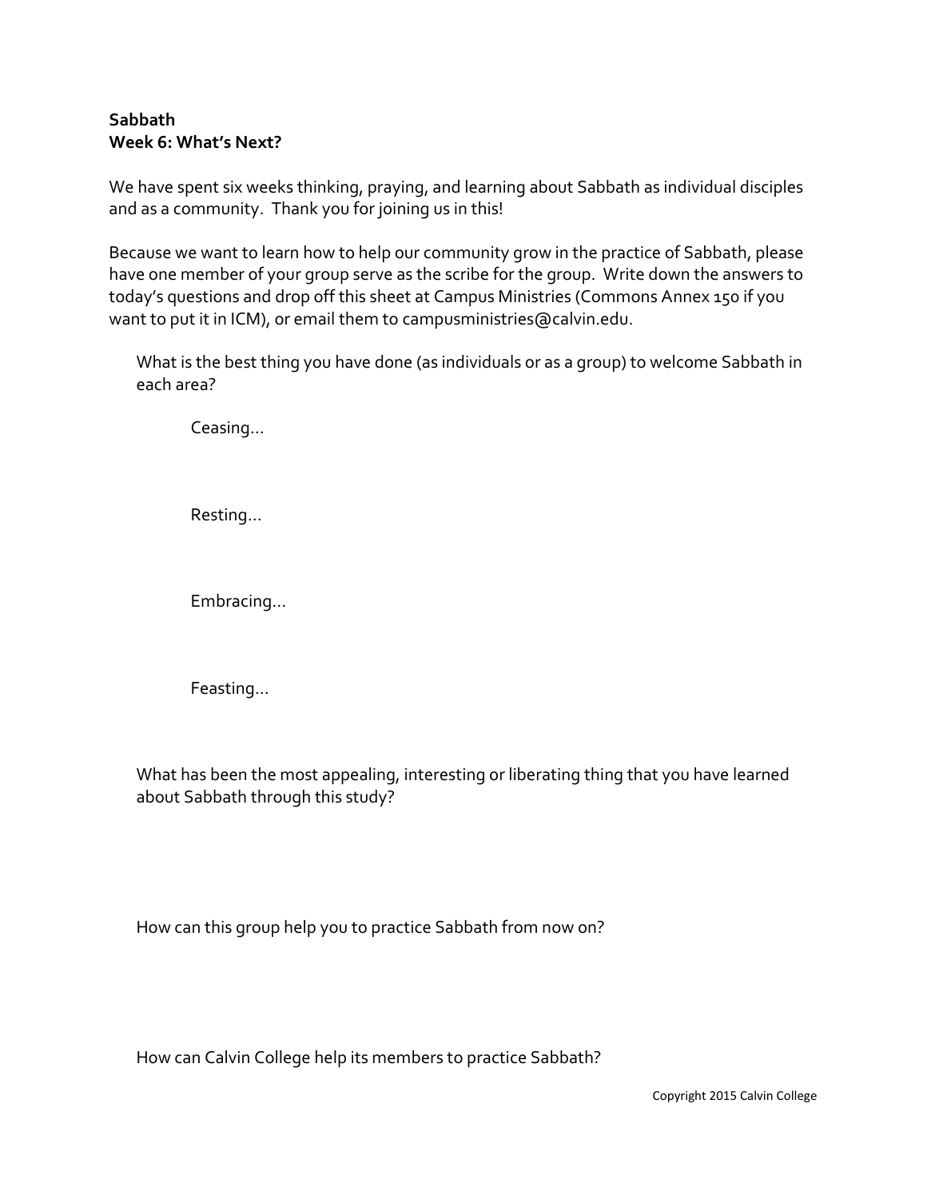**Sabbath**
**Week 6: What's Next?**

We have spent six weeks thinking, praying, and learning about Sabbath as individual disciples and as a community. Thank you for joining us in this!

Because we want to learn how to help our community grow in the practice of Sabbath, please have one member of your group serve as the scribe for the group. Write down the answers to today's questions and drop off this sheet at Campus Ministries (Commons Annex 150 if you want to put it in ICM), or email them to campusministries@calvin.edu.

What is the best thing you have done (as individuals or as a group) to welcome Sabbath in each area?

Ceasing…

Resting…

Embracing…

Feasting…

What has been the most appealing, interesting or liberating thing that you have learned about Sabbath through this study?

How can this group help you to practice Sabbath from now on?

How can Calvin College help its members to practice Sabbath?

Copyright 2015 Calvin College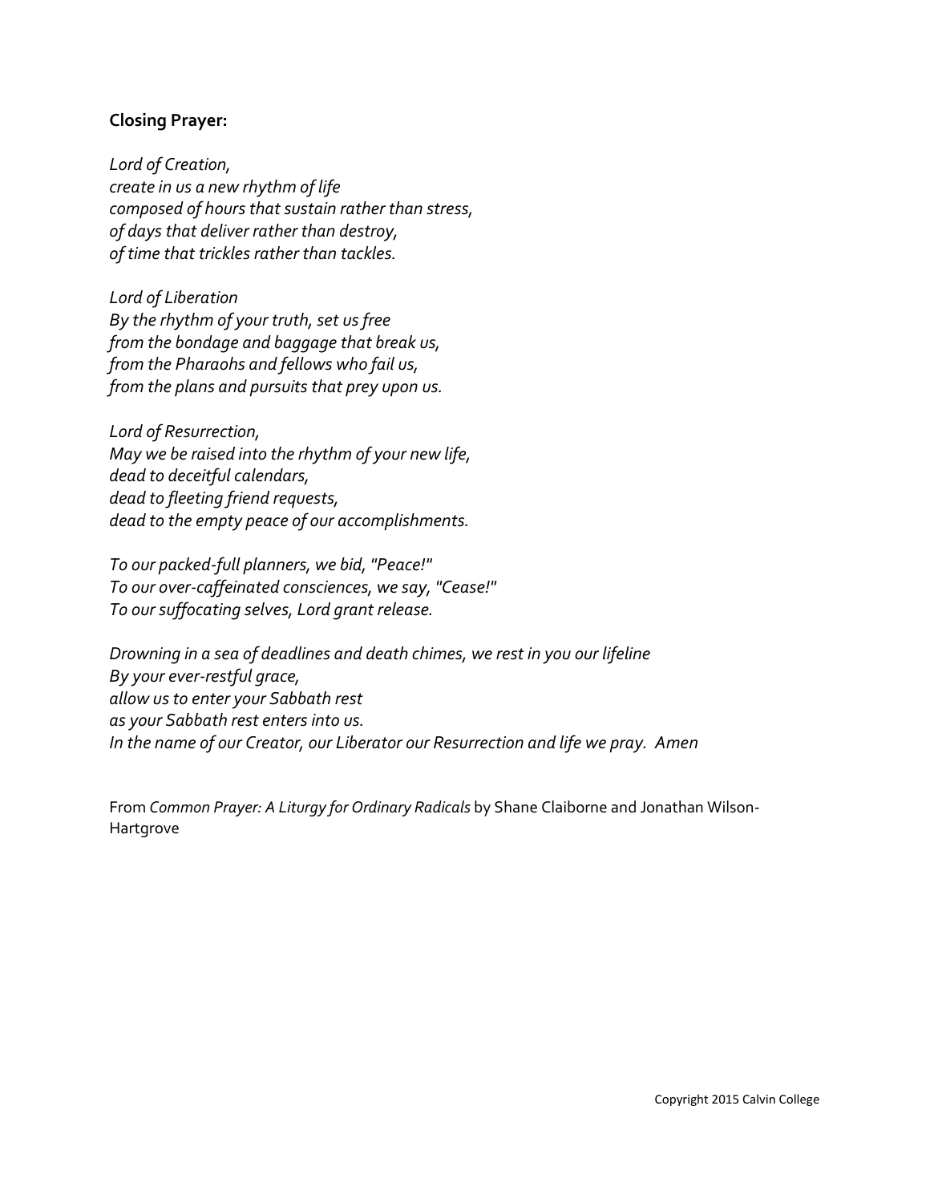**Closing Prayer:**

*Lord of Creation,*
*create in us a new rhythm of life*
*composed of hours that sustain rather than stress,*
*of days that deliver rather than destroy,*
*of time that trickles rather than tackles.*

*Lord of Liberation*
*By the rhythm of your truth, set us free*
*from the bondage and baggage that break us,*
*from the Pharaohs and fellows who fail us,*
*from the plans and pursuits that prey upon us.*

*Lord of Resurrection,*
*May we be raised into the rhythm of your new life,*
*dead to deceitful calendars,*
*dead to fleeting friend requests,*
*dead to the empty peace of our accomplishments.*

*To our packed-full planners, we bid, "Peace!"*
*To our over-caffeinated consciences, we say, "Cease!"*
*To our suffocating selves, Lord grant release.*

*Drowning in a sea of deadlines and death chimes, we rest in you our lifeline*
*By your ever-restful grace,*
*allow us to enter your Sabbath rest*
*as your Sabbath rest enters into us.*
*In the name of our Creator, our Liberator our Resurrection and life we pray. Amen*

From *Common Prayer: A Liturgy for Ordinary Radicals* by Shane Claiborne and Jonathan Wilson-Hartgrove

Copyright 2015 Calvin College